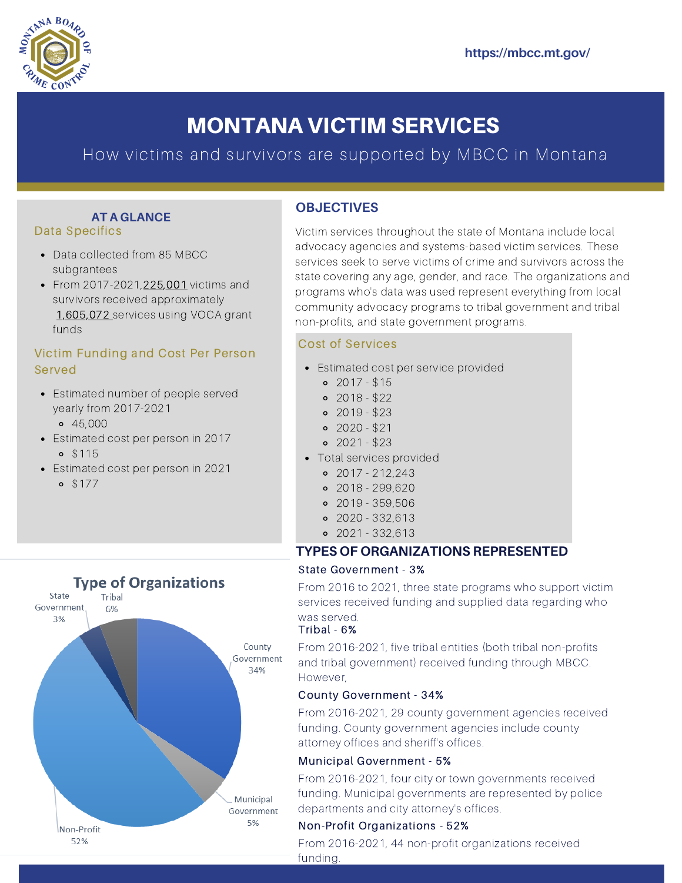https://mbcc.mt.gov/

# MONTANA VICTIM SERVICES

How victims and survivors are supported by MBCC in Montana

## AT A GLANCE

### Data Specifics

- Data collected from 85 MBCC subgrantees
- From 2017-2021, 225,001 victims and survivors received approximately 1,605,072 services using VOCA grant funds

### Victim Funding and Cost Per Person Served

- Estimated number of people served yearly from 2017-2021
  - 45,000
- Estimated cost per person in 2017
  - $115
- Estimated cost per person in 2021
  - $177

## OBJECTIVES

Victim services throughout the state of Montana include local advocacy agencies and systems-based victim services. These services seek to serve victims of crime and survivors across the state covering any age, gender, and race. The organizations and programs who's data was used represent everything from local community advocacy programs to tribal government and tribal non-profits, and state government programs.

### Cost of Services

- Estimated cost per service provided
  - 2017 - $15
  - 2018 - $22
  - 2019 - $23
  - 2020 - $21
  - 2021 - $23
- Total services provided
  - 2017 - 212,243
  - 2018 - 299,620
  - 2019 - 359,506
  - 2020 - 332,613
  - 2021 - 332,613

**Type of Organizations**

| Type | Percent |
|---|---|
| State Government | 3% |
| Tribal | 6% |
| County Government | 34% |
| Municipal Government | 5% |
| Non-Profit | 52% |

## TYPES OF ORGANIZATIONS REPRESENTED

**State Government - 3%**

From 2016 to 2021, three state programs who support victim services received funding and supplied data regarding who was served.

**Tribal - 6%**

From 2016-2021, five tribal entities (both tribal non-profits and tribal government) received funding through MBCC. However,

**County Government - 34%**

From 2016-2021, 29 county government agencies received funding. County government agencies include county attorney offices and sheriff's offices.

**Municipal Government - 5%**

From 2016-2021, four city or town governments received funding. Municipal governments are represented by police departments and city attorney's offices.

**Non-Profit Organizations - 52%**

From 2016-2021, 44 non-profit organizations received funding.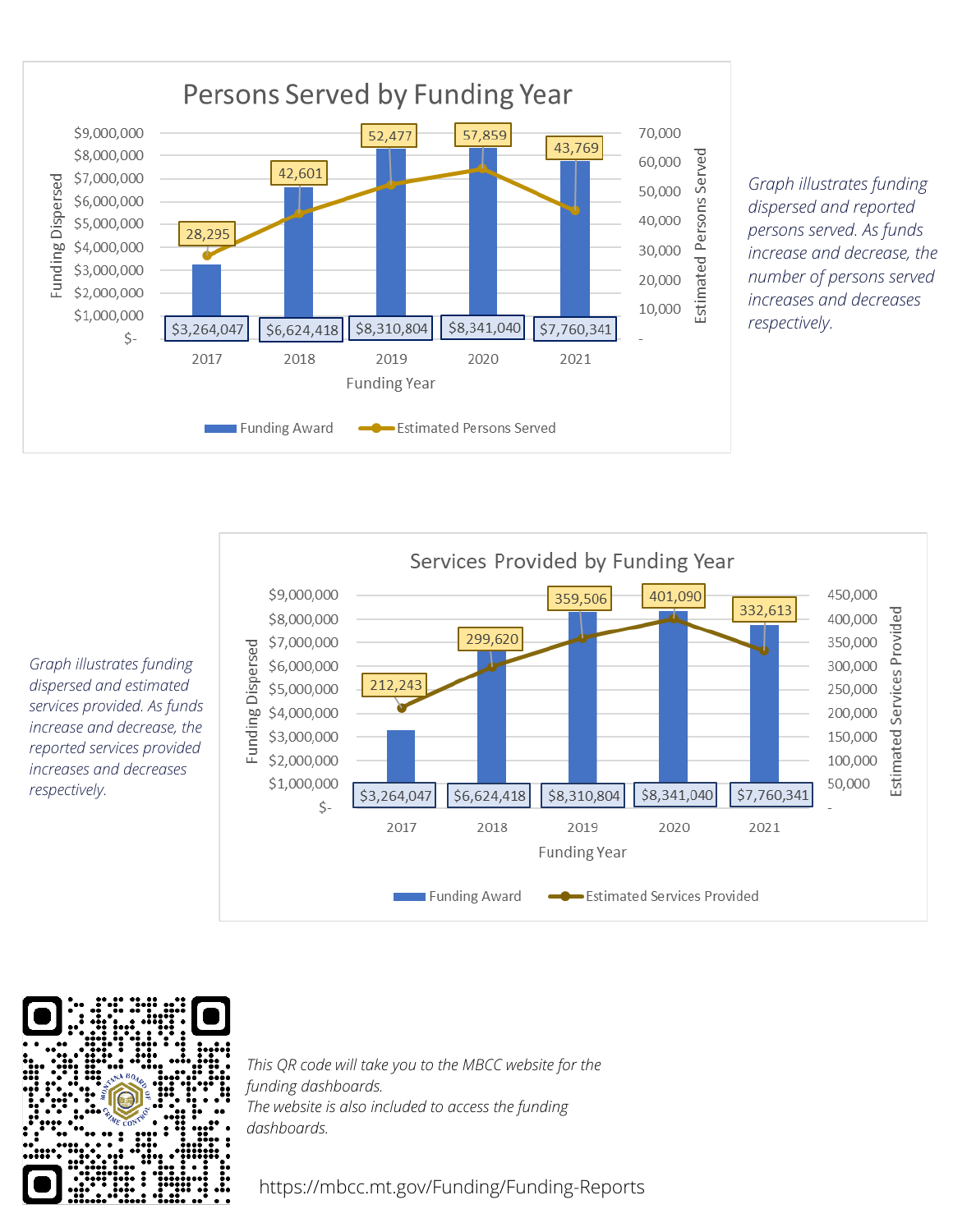## Persons Served by Funding Year

Funding Dispersed

$9,000,000
$8,000,000
$7,000,000
$6,000,000
$5,000,000
$4,000,000
$3,000,000
$2,000,000
$1,000,000
$-

Estimated Persons Served

70,000
60,000
50,000
40,000
30,000
20,000
10,000
-

28,295
42,601
52,477
57,859
43,769

$3,264,047
$6,624,418
$8,310,804
$8,341,040
$7,760,341

2017
2018
2019
2020
2021

Funding Year

Funding Award
Estimated Persons Served

*Graph illustrates funding dispersed and reported persons served. As funds increase and decrease, the number of persons served increases and decreases respectively.*

## Services Provided by Funding Year

Funding Dispersed

$9,000,000
$8,000,000
$7,000,000
$6,000,000
$5,000,000
$4,000,000
$3,000,000
$2,000,000
$1,000,000
$-

Estimated Services Provided

450,000
400,000
350,000
300,000
250,000
200,000
150,000
100,000
50,000
-

212,243
299,620
359,506
401,090
332,613

$3,264,047
$6,624,418
$8,310,804
$8,341,040
$7,760,341

2017
2018
2019
2020
2021

Funding Year

Funding Award
Estimated Services Provided

*Graph illustrates funding dispersed and estimated services provided. As funds increase and decrease, the reported services provided increases and decreases respectively.*

*This QR code will take you to the MBCC website for the funding dashboards.*
*The website is also included to access the funding dashboards.*

https://mbcc.mt.gov/Funding/Funding-Reports